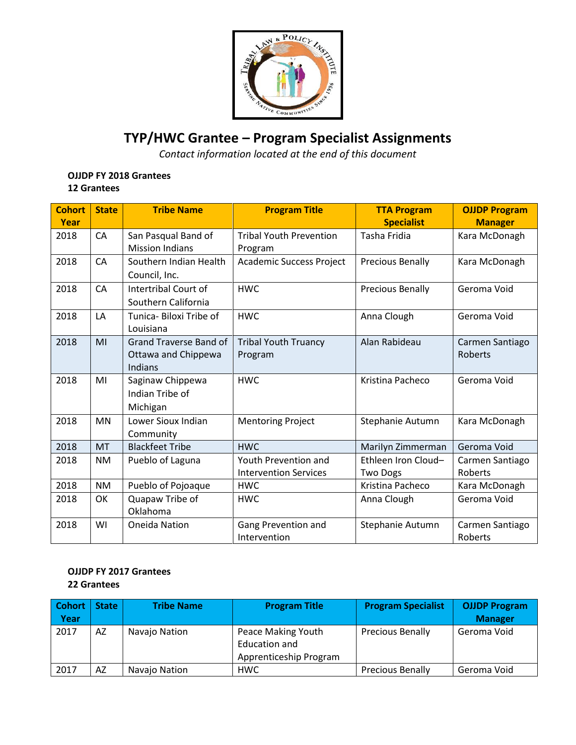# TYP/HWC Grantee – Program Specialist Assignments

*Contact information located at the end of this document*

**OJJDP FY 2018 Grantees**
**12 Grantees**

| Cohort Year | State | Tribe Name | Program Title | TTA Program Specialist | OJJDP Program Manager |
|---|---|---|---|---|---|
| 2018 | CA | San Pasqual Band of Mission Indians | Tribal Youth Prevention Program | Tasha Fridia | Kara McDonagh |
| 2018 | CA | Southern Indian Health Council, Inc. | Academic Success Project | Precious Benally | Kara McDonagh |
| 2018 | CA | Intertribal Court of Southern California | HWC | Precious Benally | Geroma Void |
| 2018 | LA | Tunica- Biloxi Tribe of Louisiana | HWC | Anna Clough | Geroma Void |
| 2018 | MI | Grand Traverse Band of Ottawa and Chippewa Indians | Tribal Youth Truancy Program | Alan Rabideau | Carmen Santiago Roberts |
| 2018 | MI | Saginaw Chippewa Indian Tribe of Michigan | HWC | Kristina Pacheco | Geroma Void |
| 2018 | MN | Lower Sioux Indian Community | Mentoring Project | Stephanie Autumn | Kara McDonagh |
| 2018 | MT | Blackfeet Tribe | HWC | Marilyn Zimmerman | Geroma Void |
| 2018 | NM | Pueblo of Laguna | Youth Prevention and Intervention Services | Ethleen Iron Cloud–Two Dogs | Carmen Santiago Roberts |
| 2018 | NM | Pueblo of Pojoaque | HWC | Kristina Pacheco | Kara McDonagh |
| 2018 | OK | Quapaw Tribe of Oklahoma | HWC | Anna Clough | Geroma Void |
| 2018 | WI | Oneida Nation | Gang Prevention and Intervention | Stephanie Autumn | Carmen Santiago Roberts |

**OJJDP FY 2017 Grantees**
**22 Grantees**

| Cohort Year | State | Tribe Name | Program Title | Program Specialist | OJJDP Program Manager |
|---|---|---|---|---|---|
| 2017 | AZ | Navajo Nation | Peace Making Youth Education and Apprenticeship Program | Precious Benally | Geroma Void |
| 2017 | AZ | Navajo Nation | HWC | Precious Benally | Geroma Void |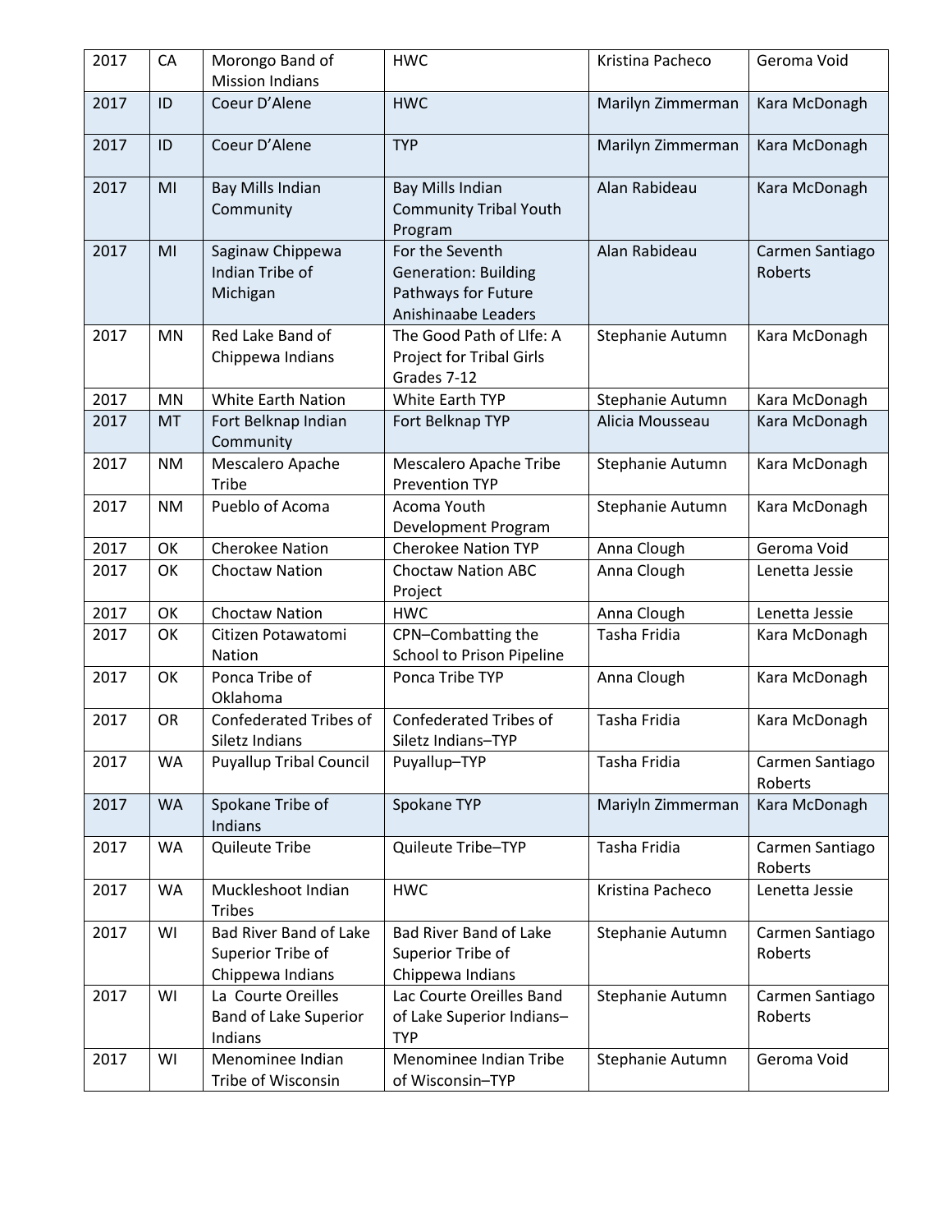| | | | | | |
|---|---|---|---|---|---|
| 2017 | CA | Morongo Band of Mission Indians | HWC | Kristina Pacheco | Geroma Void |
| 2017 | ID | Coeur D'Alene | HWC | Marilyn Zimmerman | Kara McDonagh |
| 2017 | ID | Coeur D'Alene | TYP | Marilyn Zimmerman | Kara McDonagh |
| 2017 | MI | Bay Mills Indian Community | Bay Mills Indian Community Tribal Youth Program | Alan Rabideau | Kara McDonagh |
| 2017 | MI | Saginaw Chippewa Indian Tribe of Michigan | For the Seventh Generation: Building Pathways for Future Anishinaabe Leaders | Alan Rabideau | Carmen Santiago Roberts |
| 2017 | MN | Red Lake Band of Chippewa Indians | The Good Path of LIfe: A Project for Tribal Girls Grades 7-12 | Stephanie Autumn | Kara McDonagh |
| 2017 | MN | White Earth Nation | White Earth TYP | Stephanie Autumn | Kara McDonagh |
| 2017 | MT | Fort Belknap Indian Community | Fort Belknap TYP | Alicia Mousseau | Kara McDonagh |
| 2017 | NM | Mescalero Apache Tribe | Mescalero Apache Tribe Prevention TYP | Stephanie Autumn | Kara McDonagh |
| 2017 | NM | Pueblo of Acoma | Acoma Youth Development Program | Stephanie Autumn | Kara McDonagh |
| 2017 | OK | Cherokee Nation | Cherokee Nation TYP | Anna Clough | Geroma Void |
| 2017 | OK | Choctaw Nation | Choctaw Nation ABC Project | Anna Clough | Lenetta Jessie |
| 2017 | OK | Choctaw Nation | HWC | Anna Clough | Lenetta Jessie |
| 2017 | OK | Citizen Potawatomi Nation | CPN–Combatting the School to Prison Pipeline | Tasha Fridia | Kara McDonagh |
| 2017 | OK | Ponca Tribe of Oklahoma | Ponca Tribe TYP | Anna Clough | Kara McDonagh |
| 2017 | OR | Confederated Tribes of Siletz Indians | Confederated Tribes of Siletz Indians–TYP | Tasha Fridia | Kara McDonagh |
| 2017 | WA | Puyallup Tribal Council | Puyallup–TYP | Tasha Fridia | Carmen Santiago Roberts |
| 2017 | WA | Spokane Tribe of Indians | Spokane TYP | Mariyln Zimmerman | Kara McDonagh |
| 2017 | WA | Quileute Tribe | Quileute Tribe–TYP | Tasha Fridia | Carmen Santiago Roberts |
| 2017 | WA | Muckleshoot Indian Tribes | HWC | Kristina Pacheco | Lenetta Jessie |
| 2017 | WI | Bad River Band of Lake Superior Tribe of Chippewa Indians | Bad River Band of Lake Superior Tribe of Chippewa Indians | Stephanie Autumn | Carmen Santiago Roberts |
| 2017 | WI | La Courte Oreilles Band of Lake Superior Indians | Lac Courte Oreilles Band of Lake Superior Indians–TYP | Stephanie Autumn | Carmen Santiago Roberts |
| 2017 | WI | Menominee Indian Tribe of Wisconsin | Menominee Indian Tribe of Wisconsin–TYP | Stephanie Autumn | Geroma Void |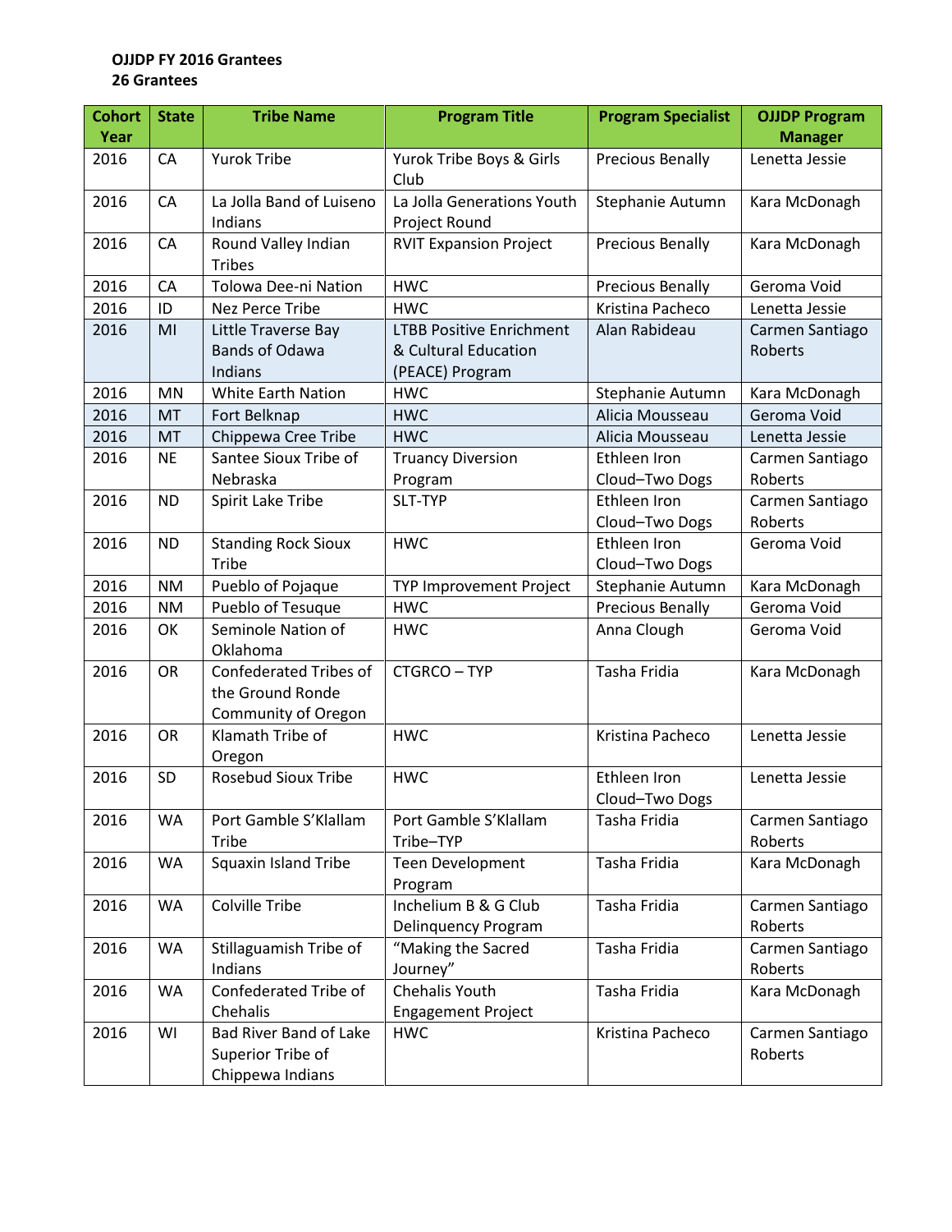**OJJDP FY 2016 Grantees**
**26 Grantees**

| Cohort Year | State | Tribe Name | Program Title | Program Specialist | OJJDP Program Manager |
|---|---|---|---|---|---|
| 2016 | CA | Yurok Tribe | Yurok Tribe Boys & Girls Club | Precious Benally | Lenetta Jessie |
| 2016 | CA | La Jolla Band of Luiseno Indians | La Jolla Generations Youth Project Round | Stephanie Autumn | Kara McDonagh |
| 2016 | CA | Round Valley Indian Tribes | RVIT Expansion Project | Precious Benally | Kara McDonagh |
| 2016 | CA | Tolowa Dee-ni Nation | HWC | Precious Benally | Geroma Void |
| 2016 | ID | Nez Perce Tribe | HWC | Kristina Pacheco | Lenetta Jessie |
| 2016 | MI | Little Traverse Bay Bands of Odawa Indians | LTBB Positive Enrichment & Cultural Education (PEACE) Program | Alan Rabideau | Carmen Santiago Roberts |
| 2016 | MN | White Earth Nation | HWC | Stephanie Autumn | Kara McDonagh |
| 2016 | MT | Fort Belknap | HWC | Alicia Mousseau | Geroma Void |
| 2016 | MT | Chippewa Cree Tribe | HWC | Alicia Mousseau | Lenetta Jessie |
| 2016 | NE | Santee Sioux Tribe of Nebraska | Truancy Diversion Program | Ethleen Iron Cloud–Two Dogs | Carmen Santiago Roberts |
| 2016 | ND | Spirit Lake Tribe | SLT-TYP | Ethleen Iron Cloud–Two Dogs | Carmen Santiago Roberts |
| 2016 | ND | Standing Rock Sioux Tribe | HWC | Ethleen Iron Cloud–Two Dogs | Geroma Void |
| 2016 | NM | Pueblo of Pojaque | TYP Improvement Project | Stephanie Autumn | Kara McDonagh |
| 2016 | NM | Pueblo of Tesuque | HWC | Precious Benally | Geroma Void |
| 2016 | OK | Seminole Nation of Oklahoma | HWC | Anna Clough | Geroma Void |
| 2016 | OR | Confederated Tribes of the Ground Ronde Community of Oregon | CTGRCO – TYP | Tasha Fridia | Kara McDonagh |
| 2016 | OR | Klamath Tribe of Oregon | HWC | Kristina Pacheco | Lenetta Jessie |
| 2016 | SD | Rosebud Sioux Tribe | HWC | Ethleen Iron Cloud–Two Dogs | Lenetta Jessie |
| 2016 | WA | Port Gamble S'Klallam Tribe | Port Gamble S'Klallam Tribe–TYP | Tasha Fridia | Carmen Santiago Roberts |
| 2016 | WA | Squaxin Island Tribe | Teen Development Program | Tasha Fridia | Kara McDonagh |
| 2016 | WA | Colville Tribe | Inchelium B & G Club Delinquency Program | Tasha Fridia | Carmen Santiago Roberts |
| 2016 | WA | Stillaguamish Tribe of Indians | "Making the Sacred Journey" | Tasha Fridia | Carmen Santiago Roberts |
| 2016 | WA | Confederated Tribe of Chehalis | Chehalis Youth Engagement Project | Tasha Fridia | Kara McDonagh |
| 2016 | WI | Bad River Band of Lake Superior Tribe of Chippewa Indians | HWC | Kristina Pacheco | Carmen Santiago Roberts |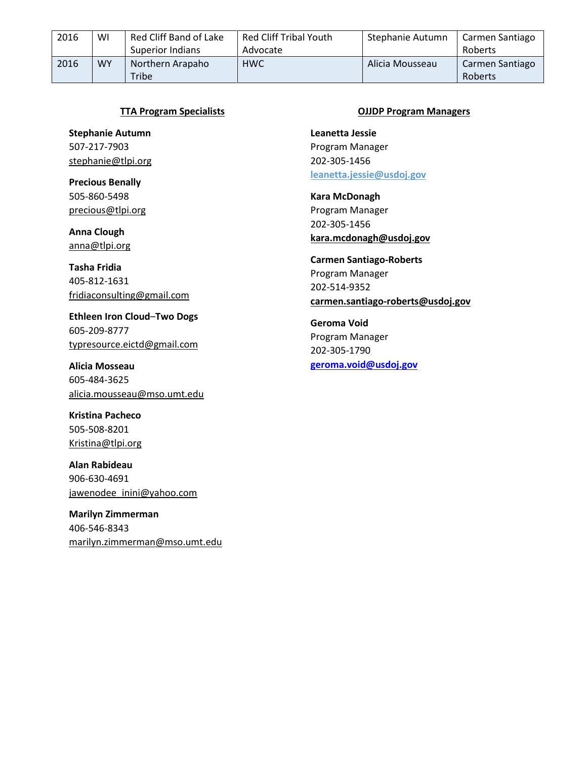| | | | | | |
|---|---|---|---|---|---|
| 2016 | WI | Red Cliff Band of Lake Superior Indians | Red Cliff Tribal Youth Advocate | Stephanie Autumn | Carmen Santiago Roberts |
| 2016 | WY | Northern Arapaho Tribe | HWC | Alicia Mousseau | Carmen Santiago Roberts |

## TTA Program Specialists

**Stephanie Autumn**
507-217-7903
stephanie@tlpi.org

**Precious Benally**
505-860-5498
precious@tlpi.org

**Anna Clough**
anna@tlpi.org

**Tasha Fridia**
405-812-1631
fridiaconsulting@gmail.com

**Ethleen Iron Cloud–Two Dogs**
605-209-8777
typresource.eictd@gmail.com

**Alicia Mosseau**
605-484-3625
alicia.mousseau@mso.umt.edu

**Kristina Pacheco**
505-508-8201
Kristina@tlpi.org

**Alan Rabideau**
906-630-4691
jawenodee_inini@yahoo.com

**Marilyn Zimmerman**
406-546-8343
marilyn.zimmerman@mso.umt.edu

## OJJDP Program Managers

**Leanetta Jessie**
Program Manager
202-305-1456
leanetta.jessie@usdoj.gov

**Kara McDonagh**
Program Manager
202-305-1456
**kara.mcdonagh@usdoj.gov**

**Carmen Santiago-Roberts**
Program Manager
202-514-9352
**carmen.santiago-roberts@usdoj.gov**

**Geroma Void**
Program Manager
202-305-1790
**geroma.void@usdoj.gov**